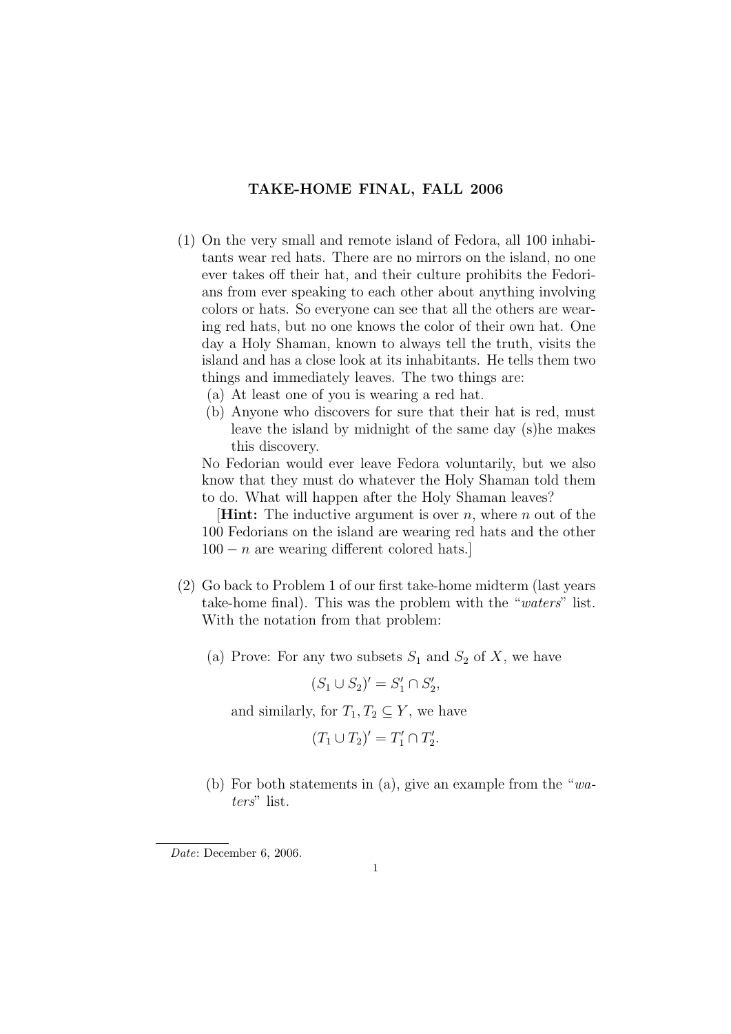# TAKE-HOME FINAL, FALL 2006

(1) On the very small and remote island of Fedora, all 100 inhabitants wear red hats. There are no mirrors on the island, no one ever takes off their hat, and their culture prohibits the Fedorians from ever speaking to each other about anything involving colors or hats. So everyone can see that all the others are wearing red hats, but no one knows the color of their own hat. One day a Holy Shaman, known to always tell the truth, visits the island and has a close look at its inhabitants. He tells them two things and immediately leaves. The two things are:

  (a) At least one of you is wearing a red hat.
  (b) Anyone who discovers for sure that their hat is red, must leave the island by midnight of the same day (s)he makes this discovery.

No Fedorian would ever leave Fedora voluntarily, but we also know that they must do whatever the Holy Shaman told them to do. What will happen after the Holy Shaman leaves?

[**Hint:** The inductive argument is over $n$, where $n$ out of the 100 Fedorians on the island are wearing red hats and the other $100 - n$ are wearing different colored hats.]

(2) Go back to Problem 1 of our first take-home midterm (last years take-home final). This was the problem with the "*waters*" list. With the notation from that problem:

  (a) Prove: For any two subsets $S_1$ and $S_2$ of $X$, we have

$$(S_1 \cup S_2)' = S_1' \cap S_2',$$

  and similarly, for $T_1, T_2 \subseteq Y$, we have

$$(T_1 \cup T_2)' = T_1' \cap T_2'.$$

  (b) For both statements in (a), give an example from the "*waters*" list.

*Date*: December 6, 2006.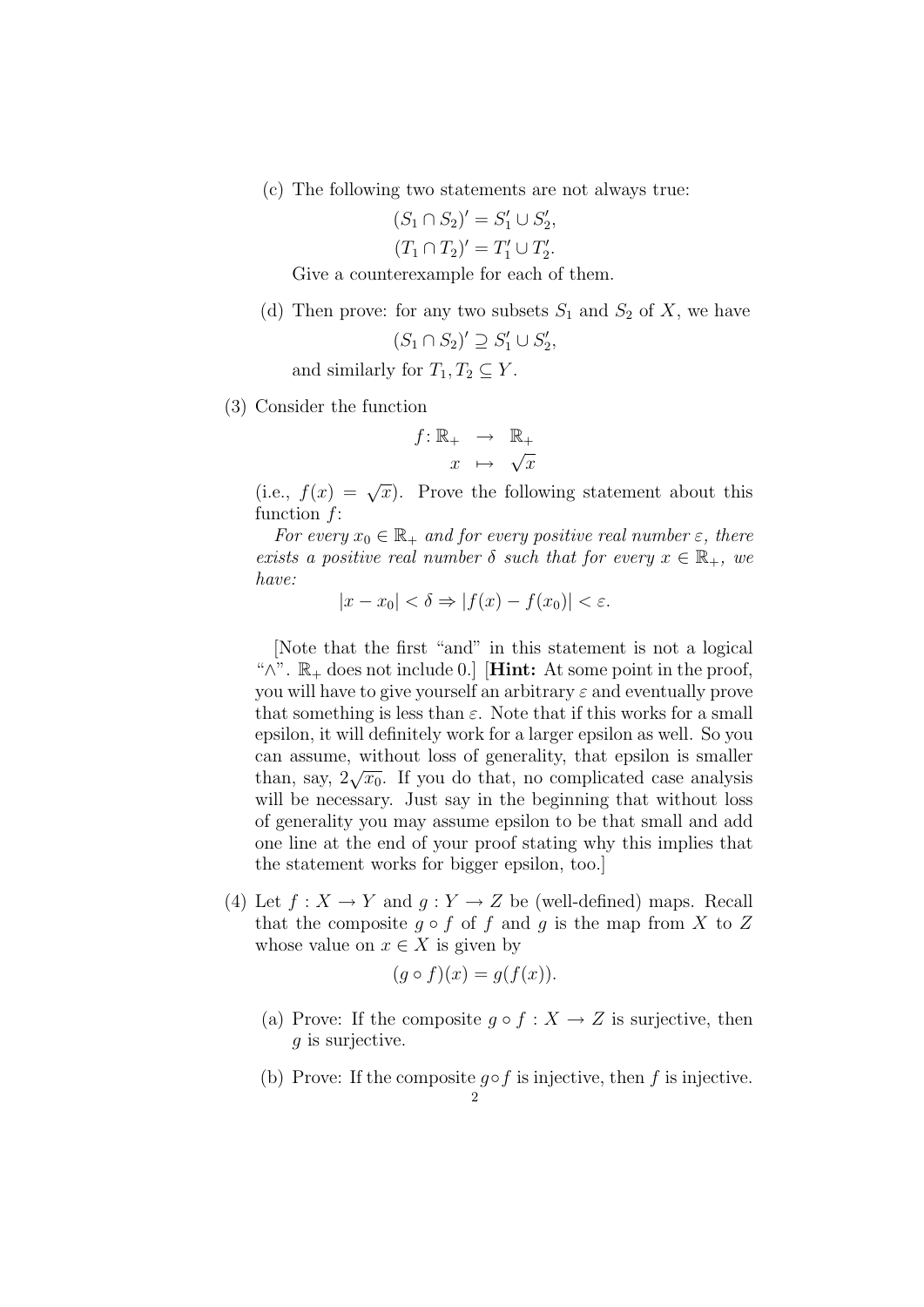(c) The following two statements are not always true:

$$(S_1 \cap S_2)' = S_1' \cup S_2',$$
$$(T_1 \cap T_2)' = T_1' \cup T_2'.$$

Give a counterexample for each of them.

(d) Then prove: for any two subsets $S_1$ and $S_2$ of $X$, we have

$$(S_1 \cap S_2)' \supseteq S_1' \cup S_2',$$

and similarly for $T_1, T_2 \subseteq Y$.

(3) Consider the function

$$\begin{array}{rccc} f\colon & \mathbb{R}_+ & \to & \mathbb{R}_+ \\ & x & \mapsto & \sqrt{x} \end{array}$$

(i.e., $f(x) = \sqrt{x}$). Prove the following statement about this function $f$:

*For every $x_0 \in \mathbb{R}_+$ and for every positive real number $\varepsilon$, there exists a positive real number $\delta$ such that for every $x \in \mathbb{R}_+$, we have:*

$$|x - x_0| < \delta \Rightarrow |f(x) - f(x_0)| < \varepsilon.$$

[Note that the first "and" in this statement is not a logical "$\wedge$". $\mathbb{R}_+$ does not include 0.] [**Hint:** At some point in the proof, you will have to give yourself an arbitrary $\varepsilon$ and eventually prove that something is less than $\varepsilon$. Note that if this works for a small epsilon, it will definitely work for a larger epsilon as well. So you can assume, without loss of generality, that epsilon is smaller than, say, $2\sqrt{x_0}$. If you do that, no complicated case analysis will be necessary. Just say in the beginning that without loss of generality you may assume epsilon to be that small and add one line at the end of your proof stating why this implies that the statement works for bigger epsilon, too.]

(4) Let $f : X \to Y$ and $g : Y \to Z$ be (well-defined) maps. Recall that the composite $g \circ f$ of $f$ and $g$ is the map from $X$ to $Z$ whose value on $x \in X$ is given by

$$(g \circ f)(x) = g(f(x)).$$

(a) Prove: If the composite $g \circ f : X \to Z$ is surjective, then $g$ is surjective.

(b) Prove: If the composite $g \circ f$ is injective, then $f$ is injective.